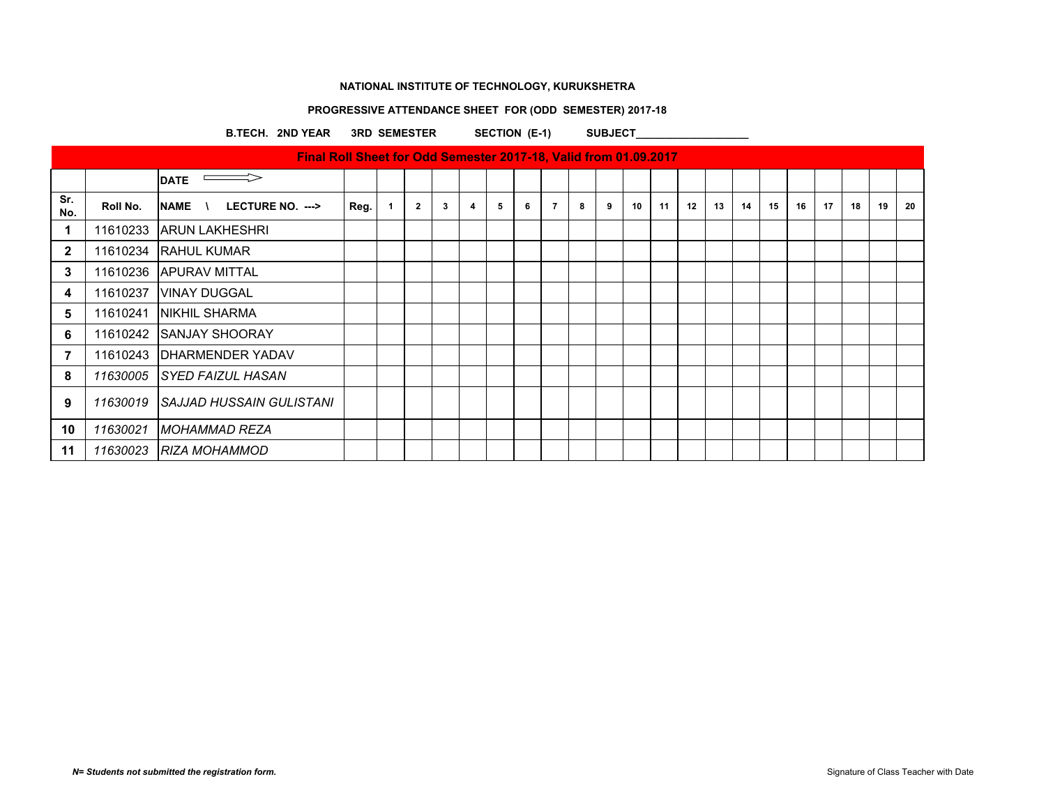**NATIONAL INSTITUTE OF TECHNOLOGY, KURUKSHETRA**

**PROGRESSIVE ATTENDANCE SHEET FOR (ODD SEMESTER) 2017-18**

**B.TECH. 2ND YEAR 3RD SEMESTER SECTION (E-1) SUBJECT___________________**

| Final Roll Sheet for Odd Semester 2017-18, Valid from 01.09.2017 | | | | | | | | | | | | | | | | | | | | | | | |
|---|---|---|---|---|---|---|---|---|---|---|---|---|---|---|---|---|---|---|---|---|---|---|---|
| | | **DATE** ⟹ | | | | | | | | | | | | | | | | | | | | | |
| **Sr. No.** | **Roll No.** | **NAME \ LECTURE NO. --->** | **Reg.** | **1** | **2** | **3** | **4** | **5** | **6** | **7** | **8** | **9** | **10** | **11** | **12** | **13** | **14** | **15** | **16** | **17** | **18** | **19** | **20** |
| **1** | 11610233 | ARUN LAKHESHRI | | | | | | | | | | | | | | | | | | | | | |
| **2** | 11610234 | RAHUL KUMAR | | | | | | | | | | | | | | | | | | | | | |
| **3** | 11610236 | APURAV MITTAL | | | | | | | | | | | | | | | | | | | | | |
| **4** | 11610237 | VINAY DUGGAL | | | | | | | | | | | | | | | | | | | | | |
| **5** | 11610241 | NIKHIL SHARMA | | | | | | | | | | | | | | | | | | | | | |
| **6** | 11610242 | SANJAY SHOORAY | | | | | | | | | | | | | | | | | | | | | |
| **7** | 11610243 | DHARMENDER YADAV | | | | | | | | | | | | | | | | | | | | | |
| **8** | *11630005* | *SYED FAIZUL HASAN* | | | | | | | | | | | | | | | | | | | | | |
| **9** | *11630019* | *SAJJAD HUSSAIN GULISTANI* | | | | | | | | | | | | | | | | | | | | | |
| **10** | *11630021* | *MOHAMMAD REZA* | | | | | | | | | | | | | | | | | | | | | |
| **11** | *11630023* | *RIZA MOHAMMOD* | | | | | | | | | | | | | | | | | | | | | |

***N= Students not submitted the registration form.***

Signature of Class Teacher with Date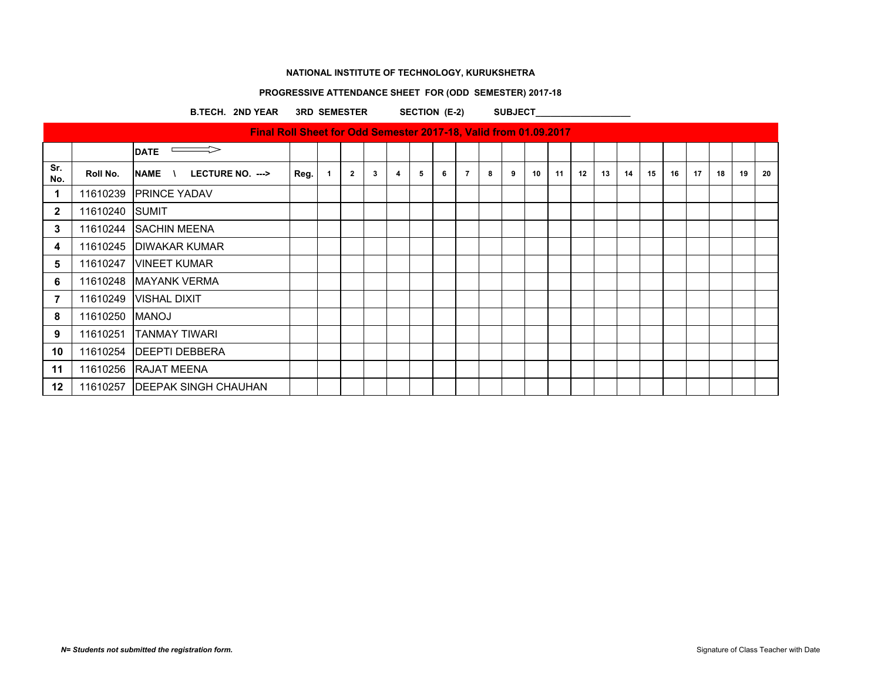**NATIONAL INSTITUTE OF TECHNOLOGY, KURUKSHETRA**

**PROGRESSIVE ATTENDANCE SHEET FOR (ODD SEMESTER) 2017-18**

**B.TECH. 2ND YEAR 3RD SEMESTER SECTION (E-2) SUBJECT___________________**

| Final Roll Sheet for Odd Semester 2017-18, Valid from 01.09.2017 | | | | | | | | | | | | | | | | | | | | | | | |
|---|---|---|---|---|---|---|---|---|---|---|---|---|---|---|---|---|---|---|---|---|---|---|---|
| | | **DATE** ⟹ | | | | | | | | | | | | | | | | | | | | | |
| **Sr. No.** | **Roll No.** | **NAME \ LECTURE NO. --->** | **Reg.** | **1** | **2** | **3** | **4** | **5** | **6** | **7** | **8** | **9** | **10** | **11** | **12** | **13** | **14** | **15** | **16** | **17** | **18** | **19** | **20** |
| **1** | 11610239 | PRINCE YADAV | | | | | | | | | | | | | | | | | | | | | |
| **2** | 11610240 | SUMIT | | | | | | | | | | | | | | | | | | | | | |
| **3** | 11610244 | SACHIN MEENA | | | | | | | | | | | | | | | | | | | | | |
| **4** | 11610245 | DIWAKAR KUMAR | | | | | | | | | | | | | | | | | | | | | |
| **5** | 11610247 | VINEET KUMAR | | | | | | | | | | | | | | | | | | | | | |
| **6** | 11610248 | MAYANK VERMA | | | | | | | | | | | | | | | | | | | | | |
| **7** | 11610249 | VISHAL DIXIT | | | | | | | | | | | | | | | | | | | | | |
| **8** | 11610250 | MANOJ | | | | | | | | | | | | | | | | | | | | | |
| **9** | 11610251 | TANMAY TIWARI | | | | | | | | | | | | | | | | | | | | | |
| **10** | 11610254 | DEEPTI DEBBERA | | | | | | | | | | | | | | | | | | | | | |
| **11** | 11610256 | RAJAT MEENA | | | | | | | | | | | | | | | | | | | | | |
| **12** | 11610257 | DEEPAK SINGH CHAUHAN | | | | | | | | | | | | | | | | | | | | | |

***N= Students not submitted the registration form.***

Signature of Class Teacher with Date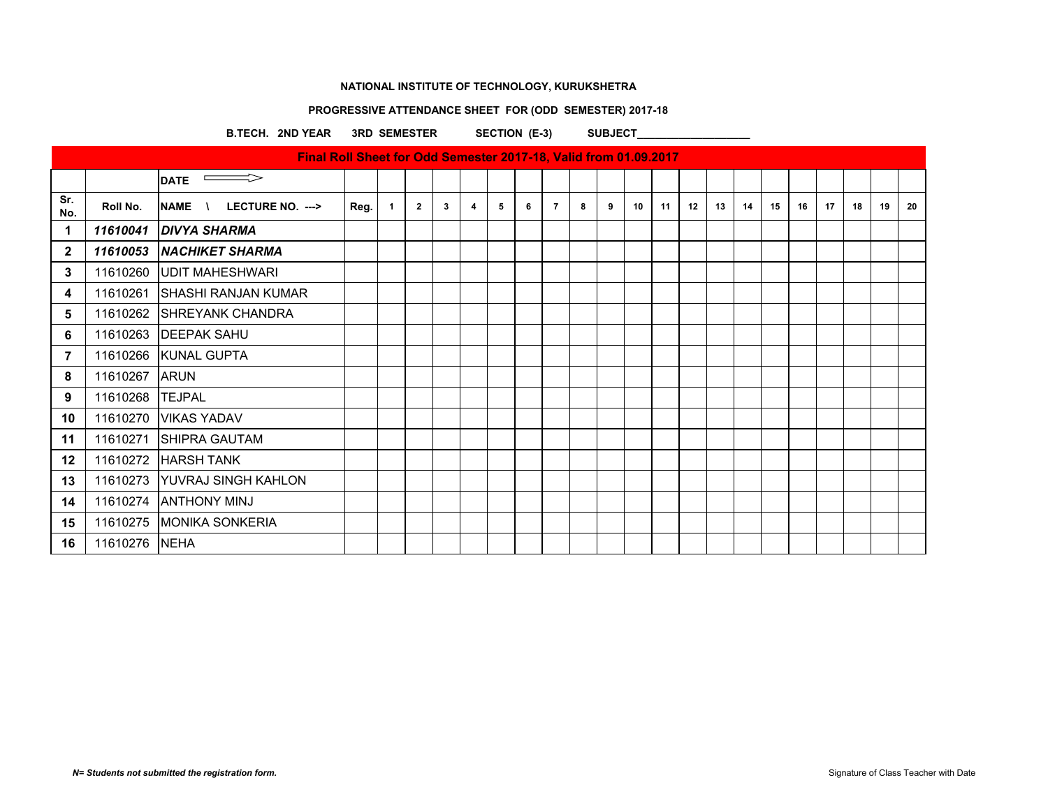**NATIONAL INSTITUTE OF TECHNOLOGY, KURUKSHETRA**

**PROGRESSIVE ATTENDANCE SHEET FOR (ODD SEMESTER) 2017-18**

**B.TECH. 2ND YEAR 3RD SEMESTER SECTION (E-3) SUBJECT___________________**

| Final Roll Sheet for Odd Semester 2017-18, Valid from 01.09.2017 | | | | | | | | | | | | | | | | | | | | | | | |
|---|---|---|---|---|---|---|---|---|---|---|---|---|---|---|---|---|---|---|---|---|---|---|---|
| | | **DATE** ⟹ | | | | | | | | | | | | | | | | | | | | | |
| **Sr. No.** | **Roll No.** | **NAME \ LECTURE NO. --->** | **Reg.** | **1** | **2** | **3** | **4** | **5** | **6** | **7** | **8** | **9** | **10** | **11** | **12** | **13** | **14** | **15** | **16** | **17** | **18** | **19** | **20** |
| **1** | ***11610041*** | ***DIVYA SHARMA*** | | | | | | | | | | | | | | | | | | | | | |
| **2** | ***11610053*** | ***NACHIKET SHARMA*** | | | | | | | | | | | | | | | | | | | | | |
| **3** | 11610260 | UDIT MAHESHWARI | | | | | | | | | | | | | | | | | | | | | |
| **4** | 11610261 | SHASHI RANJAN KUMAR | | | | | | | | | | | | | | | | | | | | | |
| **5** | 11610262 | SHREYANK CHANDRA | | | | | | | | | | | | | | | | | | | | | |
| **6** | 11610263 | DEEPAK SAHU | | | | | | | | | | | | | | | | | | | | | |
| **7** | 11610266 | KUNAL GUPTA | | | | | | | | | | | | | | | | | | | | | |
| **8** | 11610267 | ARUN | | | | | | | | | | | | | | | | | | | | | |
| **9** | 11610268 | TEJPAL | | | | | | | | | | | | | | | | | | | | | |
| **10** | 11610270 | VIKAS YADAV | | | | | | | | | | | | | | | | | | | | | |
| **11** | 11610271 | SHIPRA GAUTAM | | | | | | | | | | | | | | | | | | | | | |
| **12** | 11610272 | HARSH TANK | | | | | | | | | | | | | | | | | | | | | |
| **13** | 11610273 | YUVRAJ SINGH KAHLON | | | | | | | | | | | | | | | | | | | | | |
| **14** | 11610274 | ANTHONY MINJ | | | | | | | | | | | | | | | | | | | | | |
| **15** | 11610275 | MONIKA SONKERIA | | | | | | | | | | | | | | | | | | | | | |
| **16** | 11610276 | NEHA | | | | | | | | | | | | | | | | | | | | | |

***N= Students not submitted the registration form.***

Signature of Class Teacher with Date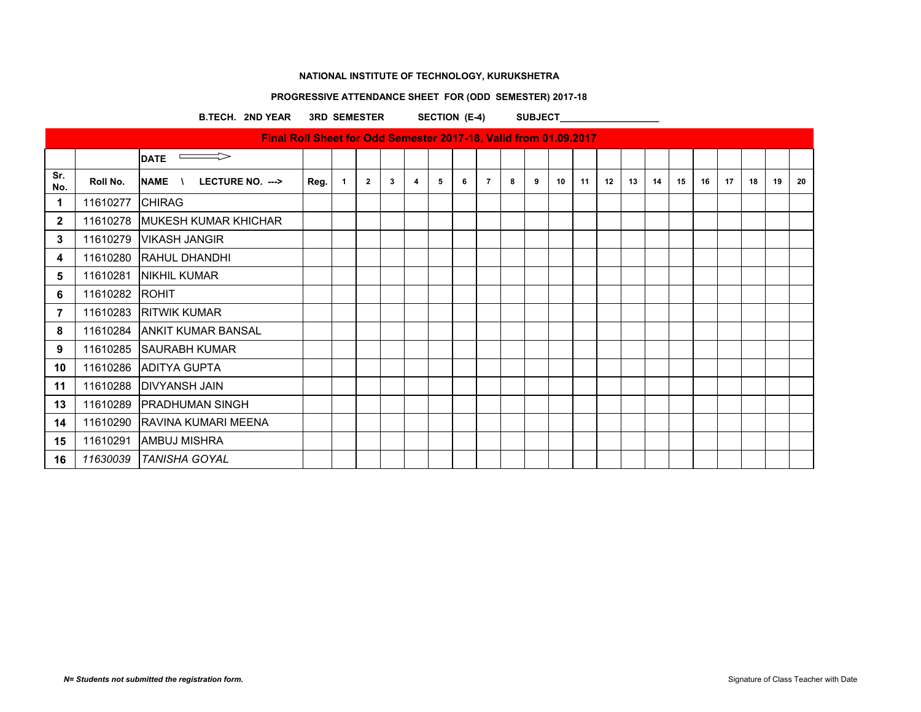**NATIONAL INSTITUTE OF TECHNOLOGY, KURUKSHETRA**

**PROGRESSIVE ATTENDANCE SHEET FOR (ODD SEMESTER) 2017-18**

**B.TECH. 2ND YEAR 3RD SEMESTER SECTION (E-4) SUBJECT___________________**

**Final Roll Sheet for Odd Semester 2017-18, Valid from 01.09.2017**

| | | **DATE** ⟹ | | | | | | | | | | | | | | | | | | | | | |
|---|---|---|---|---|---|---|---|---|---|---|---|---|---|---|---|---|---|---|---|---|---|---|---|
| **Sr. No.** | **Roll No.** | **NAME \ LECTURE NO. --->** | **Reg.** | **1** | **2** | **3** | **4** | **5** | **6** | **7** | **8** | **9** | **10** | **11** | **12** | **13** | **14** | **15** | **16** | **17** | **18** | **19** | **20** |
| **1** | 11610277 | CHIRAG | | | | | | | | | | | | | | | | | | | | | |
| **2** | 11610278 | MUKESH KUMAR KHICHAR | | | | | | | | | | | | | | | | | | | | | |
| **3** | 11610279 | VIKASH JANGIR | | | | | | | | | | | | | | | | | | | | | |
| **4** | 11610280 | RAHUL DHANDHI | | | | | | | | | | | | | | | | | | | | | |
| **5** | 11610281 | NIKHIL KUMAR | | | | | | | | | | | | | | | | | | | | | |
| **6** | 11610282 | ROHIT | | | | | | | | | | | | | | | | | | | | | |
| **7** | 11610283 | RITWIK KUMAR | | | | | | | | | | | | | | | | | | | | | |
| **8** | 11610284 | ANKIT KUMAR BANSAL | | | | | | | | | | | | | | | | | | | | | |
| **9** | 11610285 | SAURABH KUMAR | | | | | | | | | | | | | | | | | | | | | |
| **10** | 11610286 | ADITYA GUPTA | | | | | | | | | | | | | | | | | | | | | |
| **11** | 11610288 | DIVYANSH JAIN | | | | | | | | | | | | | | | | | | | | | |
| **13** | 11610289 | PRADHUMAN SINGH | | | | | | | | | | | | | | | | | | | | | |
| **14** | 11610290 | RAVINA KUMARI MEENA | | | | | | | | | | | | | | | | | | | | | |
| **15** | 11610291 | AMBUJ MISHRA | | | | | | | | | | | | | | | | | | | | | |
| **16** | *11630039* | *TANISHA GOYAL* | | | | | | | | | | | | | | | | | | | | | |

***N= Students not submitted the registration form.***

Signature of Class Teacher with Date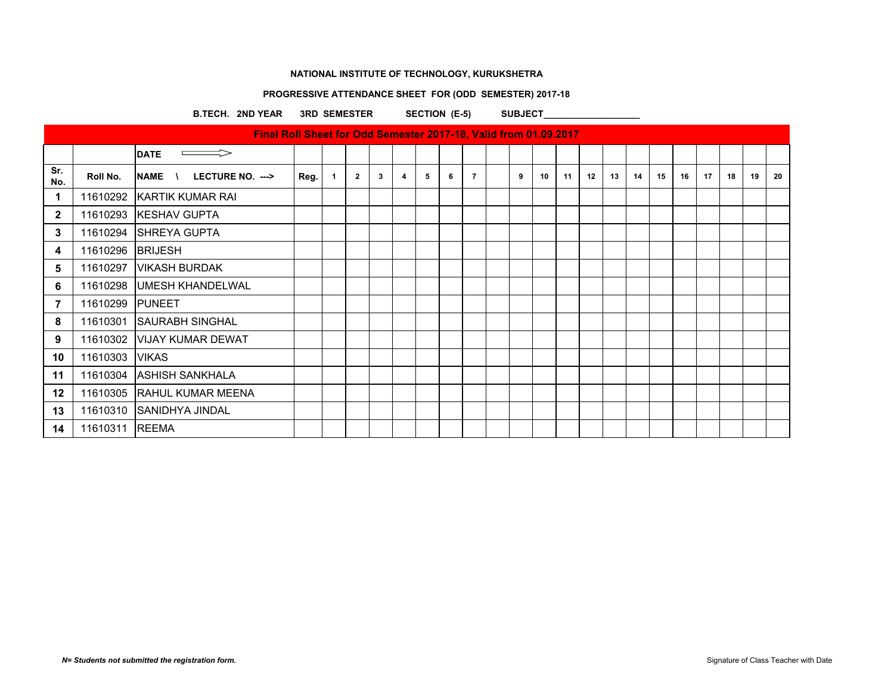**NATIONAL INSTITUTE OF TECHNOLOGY, KURUKSHETRA**

**PROGRESSIVE ATTENDANCE SHEET FOR (ODD SEMESTER) 2017-18**

**B.TECH. 2ND YEAR 3RD SEMESTER SECTION (E-5) SUBJECT___________________**

| **Final Roll Sheet for Odd Semester 2017-18, Valid from 01.09.2017** | | | | | | | | | | | | | | | | | | | | | | | |
|---|---|---|---|---|---|---|---|---|---|---|---|---|---|---|---|---|---|---|---|---|---|---|---|
| | | **DATE** ⟹ | | | | | | | | | | | | | | | | | | | | | |
| **Sr. No.** | **Roll No.** | **NAME \ LECTURE NO. --->** | **Reg.** | **1** | **2** | **3** | **4** | **5** | **6** | **7** | | **9** | **10** | **11** | **12** | **13** | **14** | **15** | **16** | **17** | **18** | **19** | **20** |
| **1** | 11610292 | KARTIK KUMAR RAI | | | | | | | | | | | | | | | | | | | | | |
| **2** | 11610293 | KESHAV GUPTA | | | | | | | | | | | | | | | | | | | | | |
| **3** | 11610294 | SHREYA GUPTA | | | | | | | | | | | | | | | | | | | | | |
| **4** | 11610296 | BRIJESH | | | | | | | | | | | | | | | | | | | | | |
| **5** | 11610297 | VIKASH BURDAK | | | | | | | | | | | | | | | | | | | | | |
| **6** | 11610298 | UMESH KHANDELWAL | | | | | | | | | | | | | | | | | | | | | |
| **7** | 11610299 | PUNEET | | | | | | | | | | | | | | | | | | | | | |
| **8** | 11610301 | SAURABH SINGHAL | | | | | | | | | | | | | | | | | | | | | |
| **9** | 11610302 | VIJAY KUMAR DEWAT | | | | | | | | | | | | | | | | | | | | | |
| **10** | 11610303 | VIKAS | | | | | | | | | | | | | | | | | | | | | |
| **11** | 11610304 | ASHISH SANKHALA | | | | | | | | | | | | | | | | | | | | | |
| **12** | 11610305 | RAHUL KUMAR MEENA | | | | | | | | | | | | | | | | | | | | | |
| **13** | 11610310 | SANIDHYA JINDAL | | | | | | | | | | | | | | | | | | | | | |
| **14** | 11610311 | REEMA | | | | | | | | | | | | | | | | | | | | | |

***N= Students not submitted the registration form.***

Signature of Class Teacher with Date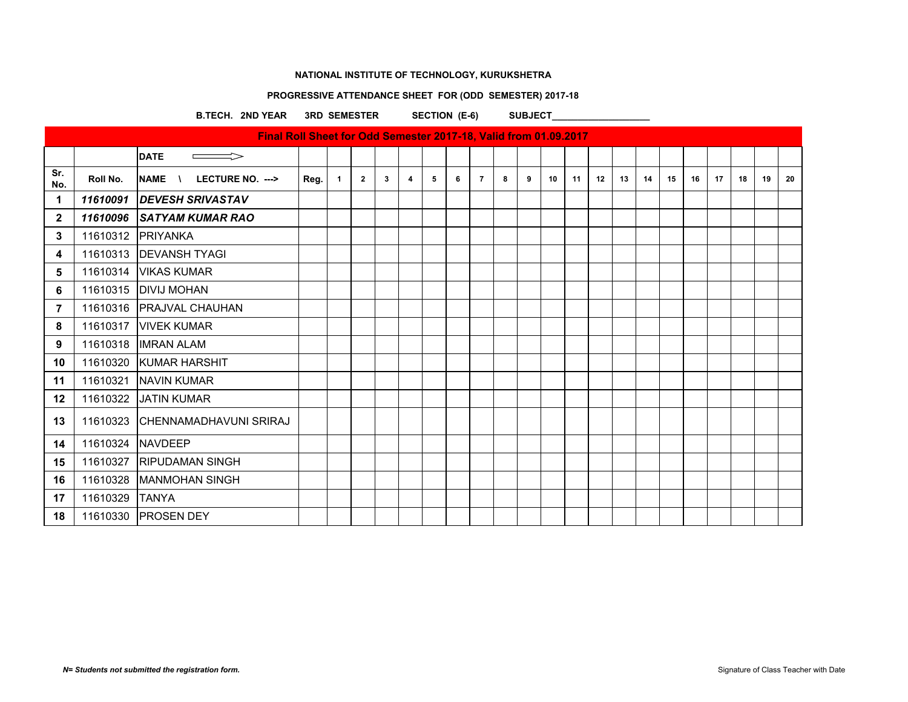**NATIONAL INSTITUTE OF TECHNOLOGY, KURUKSHETRA**

**PROGRESSIVE ATTENDANCE SHEET FOR (ODD SEMESTER) 2017-18**

**B.TECH. 2ND YEAR 3RD SEMESTER SECTION (E-6) SUBJECT___________________**

| **Final Roll Sheet for Odd Semester 2017-18, Valid from 01.09.2017** | | | | | | | | | | | | | | | | | | | | | | | |
|---|---|---|---|---|---|---|---|---|---|---|---|---|---|---|---|---|---|---|---|---|---|---|---|
| | | **DATE** ⟹ | | | | | | | | | | | | | | | | | | | | | |
| **Sr. No.** | **Roll No.** | **NAME \ LECTURE NO. --->** | **Reg.** | **1** | **2** | **3** | **4** | **5** | **6** | **7** | **8** | **9** | **10** | **11** | **12** | **13** | **14** | **15** | **16** | **17** | **18** | **19** | **20** |
| **1** | ***11610091*** | ***DEVESH SRIVASTAV*** | | | | | | | | | | | | | | | | | | | | | |
| **2** | ***11610096*** | ***SATYAM KUMAR RAO*** | | | | | | | | | | | | | | | | | | | | | |
| **3** | 11610312 | PRIYANKA | | | | | | | | | | | | | | | | | | | | | |
| **4** | 11610313 | DEVANSH TYAGI | | | | | | | | | | | | | | | | | | | | | |
| **5** | 11610314 | VIKAS KUMAR | | | | | | | | | | | | | | | | | | | | | |
| **6** | 11610315 | DIVIJ MOHAN | | | | | | | | | | | | | | | | | | | | | |
| **7** | 11610316 | PRAJVAL CHAUHAN | | | | | | | | | | | | | | | | | | | | | |
| **8** | 11610317 | VIVEK KUMAR | | | | | | | | | | | | | | | | | | | | | |
| **9** | 11610318 | IMRAN ALAM | | | | | | | | | | | | | | | | | | | | | |
| **10** | 11610320 | KUMAR HARSHIT | | | | | | | | | | | | | | | | | | | | | |
| **11** | 11610321 | NAVIN KUMAR | | | | | | | | | | | | | | | | | | | | | |
| **12** | 11610322 | JATIN KUMAR | | | | | | | | | | | | | | | | | | | | | |
| **13** | 11610323 | CHENNAMADHAVUNI SRIRAJ | | | | | | | | | | | | | | | | | | | | | |
| **14** | 11610324 | NAVDEEP | | | | | | | | | | | | | | | | | | | | | |
| **15** | 11610327 | RIPUDAMAN SINGH | | | | | | | | | | | | | | | | | | | | | |
| **16** | 11610328 | MANMOHAN SINGH | | | | | | | | | | | | | | | | | | | | | |
| **17** | 11610329 | TANYA | | | | | | | | | | | | | | | | | | | | | |
| **18** | 11610330 | PROSEN DEY | | | | | | | | | | | | | | | | | | | | | |

***N= Students not submitted the registration form.***

Signature of Class Teacher with Date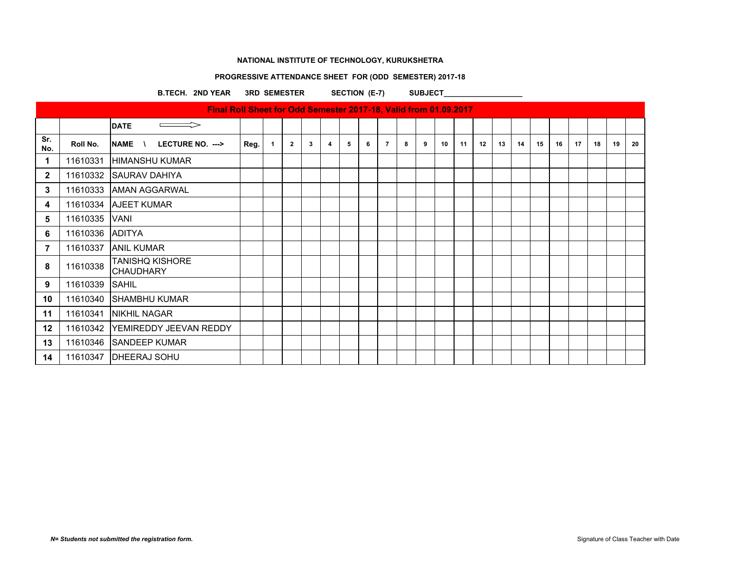**NATIONAL INSTITUTE OF TECHNOLOGY, KURUKSHETRA**

**PROGRESSIVE ATTENDANCE SHEET FOR (ODD SEMESTER) 2017-18**

**B.TECH. 2ND YEAR 3RD SEMESTER SECTION (E-7) SUBJECT___________________**

| Final Roll Sheet for Odd Semester 2017-18, Valid from 01.09.2017 | | | | | | | | | | | | | | | | | | | | | | | |
|---|---|---|---|---|---|---|---|---|---|---|---|---|---|---|---|---|---|---|---|---|---|---|---|
| | | **DATE** ⟹ | | | | | | | | | | | | | | | | | | | | | |
| **Sr. No.** | **Roll No.** | **NAME \ LECTURE NO. --->** | **Reg.** | **1** | **2** | **3** | **4** | **5** | **6** | **7** | **8** | **9** | **10** | **11** | **12** | **13** | **14** | **15** | **16** | **17** | **18** | **19** | **20** |
| **1** | 11610331 | HIMANSHU KUMAR | | | | | | | | | | | | | | | | | | | | | |
| **2** | 11610332 | SAURAV DAHIYA | | | | | | | | | | | | | | | | | | | | | |
| **3** | 11610333 | AMAN AGGARWAL | | | | | | | | | | | | | | | | | | | | | |
| **4** | 11610334 | AJEET KUMAR | | | | | | | | | | | | | | | | | | | | | |
| **5** | 11610335 | VANI | | | | | | | | | | | | | | | | | | | | | |
| **6** | 11610336 | ADITYA | | | | | | | | | | | | | | | | | | | | | |
| **7** | 11610337 | ANIL KUMAR | | | | | | | | | | | | | | | | | | | | | |
| **8** | 11610338 | TANISHQ KISHORE CHAUDHARY | | | | | | | | | | | | | | | | | | | | | |
| **9** | 11610339 | SAHIL | | | | | | | | | | | | | | | | | | | | | |
| **10** | 11610340 | SHAMBHU KUMAR | | | | | | | | | | | | | | | | | | | | | |
| **11** | 11610341 | NIKHIL NAGAR | | | | | | | | | | | | | | | | | | | | | |
| **12** | 11610342 | YEMIREDDY JEEVAN REDDY | | | | | | | | | | | | | | | | | | | | | |
| **13** | 11610346 | SANDEEP KUMAR | | | | | | | | | | | | | | | | | | | | | |
| **14** | 11610347 | DHEERAJ SOHU | | | | | | | | | | | | | | | | | | | | | |

***N= Students not submitted the registration form.***

Signature of Class Teacher with Date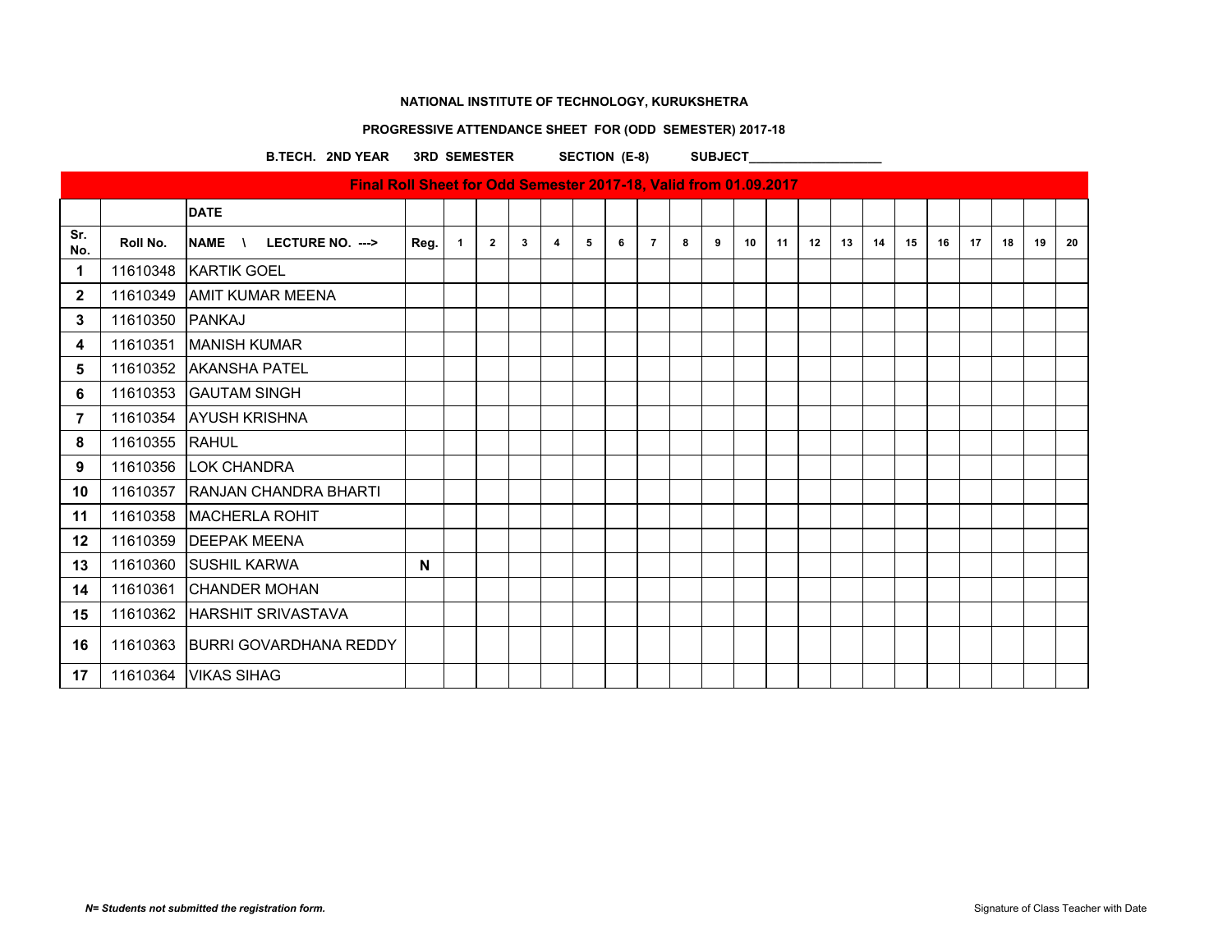**NATIONAL INSTITUTE OF TECHNOLOGY, KURUKSHETRA**

**PROGRESSIVE ATTENDANCE SHEET FOR (ODD SEMESTER) 2017-18**

**B.TECH. 2ND YEAR 3RD SEMESTER SECTION (E-8) SUBJECT___________________**

**Final Roll Sheet for Odd Semester 2017-18, Valid from 01.09.2017**

| | | DATE | | | | | | | | | | | | | | | | | | | | | |
|---|---|---|---|---|---|---|---|---|---|---|---|---|---|---|---|---|---|---|---|---|---|---|---|
| Sr. No. | Roll No. | NAME \ LECTURE NO. ---> | Reg. | 1 | 2 | 3 | 4 | 5 | 6 | 7 | 8 | 9 | 10 | 11 | 12 | 13 | 14 | 15 | 16 | 17 | 18 | 19 | 20 |
| 1 | 11610348 | KARTIK GOEL | | | | | | | | | | | | | | | | | | | | | |
| 2 | 11610349 | AMIT KUMAR MEENA | | | | | | | | | | | | | | | | | | | | | |
| 3 | 11610350 | PANKAJ | | | | | | | | | | | | | | | | | | | | | |
| 4 | 11610351 | MANISH KUMAR | | | | | | | | | | | | | | | | | | | | | |
| 5 | 11610352 | AKANSHA PATEL | | | | | | | | | | | | | | | | | | | | | |
| 6 | 11610353 | GAUTAM SINGH | | | | | | | | | | | | | | | | | | | | | |
| 7 | 11610354 | AYUSH KRISHNA | | | | | | | | | | | | | | | | | | | | | |
| 8 | 11610355 | RAHUL | | | | | | | | | | | | | | | | | | | | | |
| 9 | 11610356 | LOK CHANDRA | | | | | | | | | | | | | | | | | | | | | |
| 10 | 11610357 | RANJAN CHANDRA BHARTI | | | | | | | | | | | | | | | | | | | | | |
| 11 | 11610358 | MACHERLA ROHIT | | | | | | | | | | | | | | | | | | | | | |
| 12 | 11610359 | DEEPAK MEENA | | | | | | | | | | | | | | | | | | | | | |
| 13 | 11610360 | SUSHIL KARWA | N | | | | | | | | | | | | | | | | | | | | |
| 14 | 11610361 | CHANDER MOHAN | | | | | | | | | | | | | | | | | | | | | |
| 15 | 11610362 | HARSHIT SRIVASTAVA | | | | | | | | | | | | | | | | | | | | | |
| 16 | 11610363 | BURRI GOVARDHANA REDDY | | | | | | | | | | | | | | | | | | | | | |
| 17 | 11610364 | VIKAS SIHAG | | | | | | | | | | | | | | | | | | | | | |

***N= Students not submitted the registration form.***

Signature of Class Teacher with Date